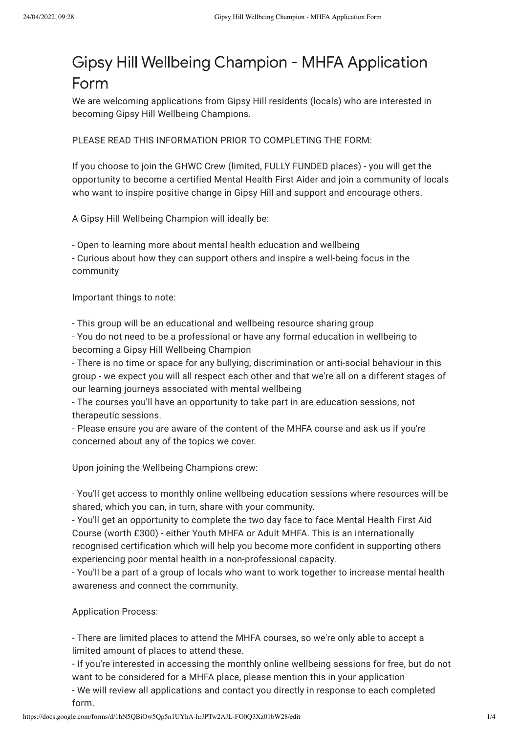# Gipsy Hill Wellbeing Champion - MHFA Application Form

We are welcoming applications from Gipsy Hill residents (locals) who are interested in becoming Gipsy Hill Wellbeing Champions.

PLEASE READ THIS INFORMATION PRIOR TO COMPLETING THE FORM:

If you choose to join the GHWC Crew (limited, FULLY FUNDED places) - you will get the opportunity to become a certified Mental Health First Aider and join a community of locals who want to inspire positive change in Gipsy Hill and support and encourage others.

A Gipsy Hill Wellbeing Champion will ideally be:

- Open to learning more about mental health education and wellbeing
- Curious about how they can support others and inspire a well-being focus in the community

Important things to note:

- This group will be an educational and wellbeing resource sharing group
- You do not need to be a professional or have any formal education in wellbeing to becoming a Gipsy Hill Wellbeing Champion
- There is no time or space for any bullying, discrimination or anti-social behaviour in this group - we expect you will all respect each other and that we're all on a different stages of our learning journeys associated with mental wellbeing
- The courses you'll have an opportunity to take part in are education sessions, not therapeutic sessions.
- Please ensure you are aware of the content of the MHFA course and ask us if you're concerned about any of the topics we cover.

Upon joining the Wellbeing Champions crew:

- You'll get access to monthly online wellbeing education sessions where resources will be shared, which you can, in turn, share with your community.
- You'll get an opportunity to complete the two day face to face Mental Health First Aid Course (worth £300) - either Youth MHFA or Adult MHFA. This is an internationally recognised certification which will help you become more confident in supporting others experiencing poor mental health in a non-professional capacity.
- You'll be a part of a group of locals who want to work together to increase mental health awareness and connect the community.

Application Process:

- There are limited places to attend the MHFA courses, so we're only able to accept a limited amount of places to attend these.
- If you're interested in accessing the monthly online wellbeing sessions for free, but do not want to be considered for a MHFA place, please mention this in your application
- We will review all applications and contact you directly in response to each completed form.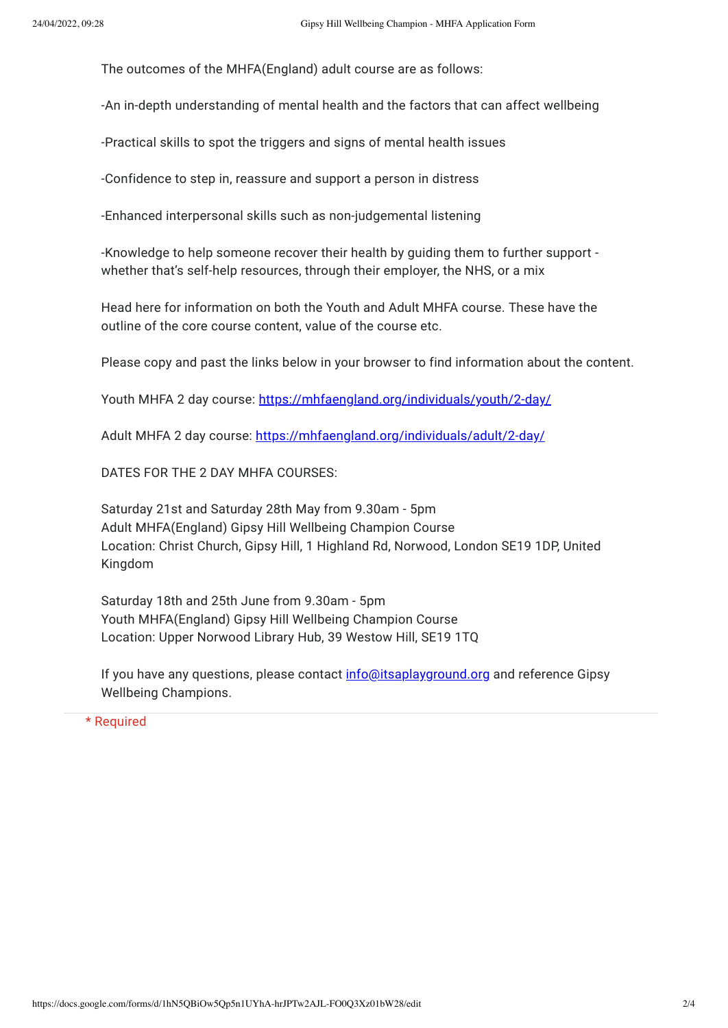The outcomes of the MHFA(England) adult course are as follows:

-An in-depth understanding of mental health and the factors that can affect wellbeing

-Practical skills to spot the triggers and signs of mental health issues

-Confidence to step in, reassure and support a person in distress

-Enhanced interpersonal skills such as non-judgemental listening

-Knowledge to help someone recover their health by guiding them to further support - whether that's self-help resources, through their employer, the NHS, or a mix

Head here for information on both the Youth and Adult MHFA course. These have the outline of the core course content, value of the course etc.

Please copy and past the links below in your browser to find information about the content.

Youth MHFA 2 day course: https://mhfaengland.org/individuals/youth/2-day/

Adult MHFA 2 day course: https://mhfaengland.org/individuals/adult/2-day/

DATES FOR THE 2 DAY MHFA COURSES:

Saturday 21st and Saturday 28th May from 9.30am - 5pm
Adult MHFA(England) Gipsy Hill Wellbeing Champion Course
Location: Christ Church, Gipsy Hill, 1 Highland Rd, Norwood, London SE19 1DP, United Kingdom

Saturday 18th and 25th June from 9.30am - 5pm
Youth MHFA(England) Gipsy Hill Wellbeing Champion Course
Location: Upper Norwood Library Hub, 39 Westow Hill, SE19 1TQ

If you have any questions, please contact info@itsaplayground.org and reference Gipsy Wellbeing Champions.

* Required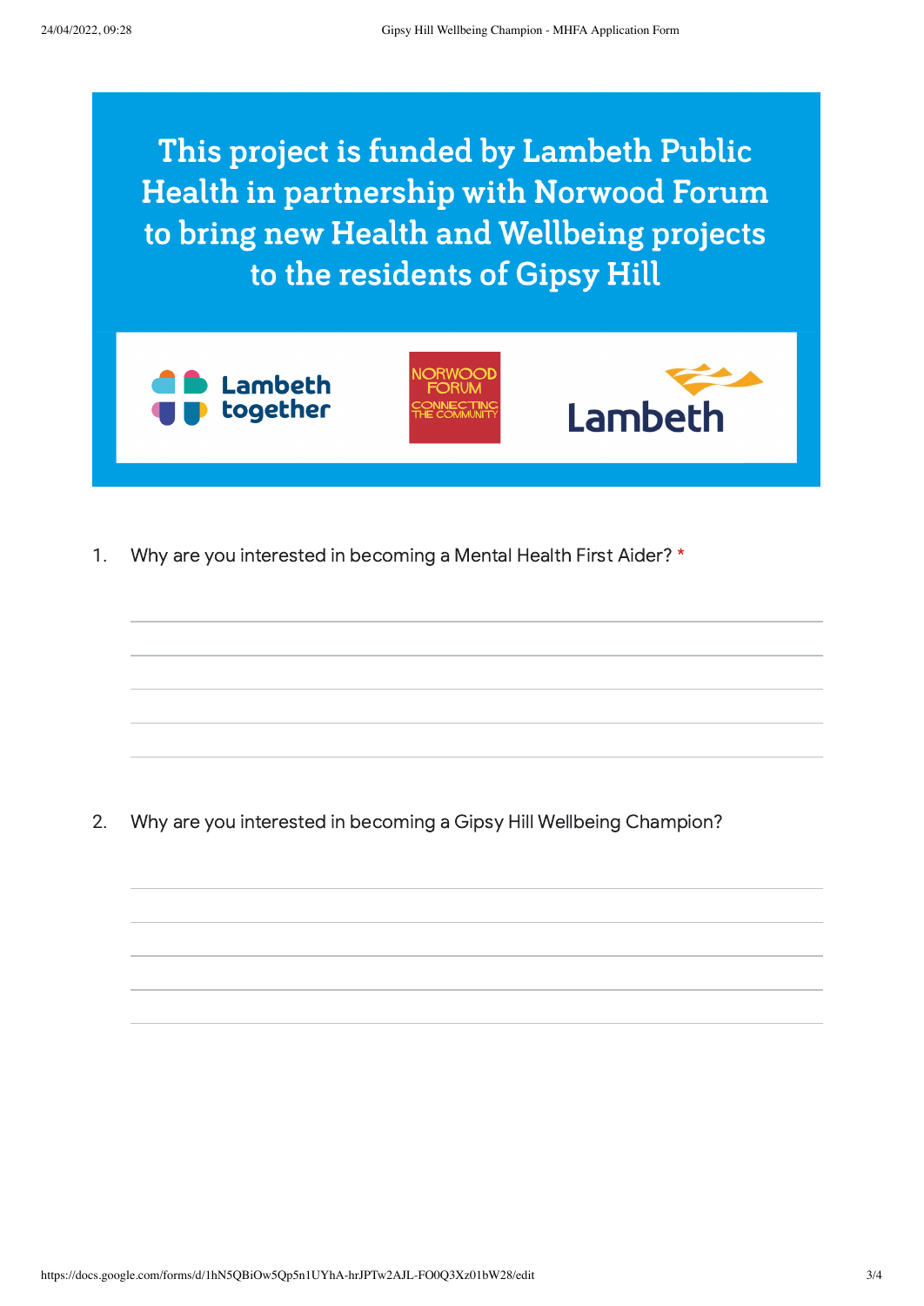**This project is funded by Lambeth Public Health in partnership with Norwood Forum to bring new Health and Wellbeing projects to the residents of Gipsy Hill**

Lambeth together

NORWOOD FORUM CONNECTING THE COMMUNITY

Lambeth

1. Why are you interested in becoming a Mental Health First Aider? *

_______________________________________________

_______________________________________________

_______________________________________________

_______________________________________________

_______________________________________________

2. Why are you interested in becoming a Gipsy Hill Wellbeing Champion?

_______________________________________________

_______________________________________________

_______________________________________________

_______________________________________________

_______________________________________________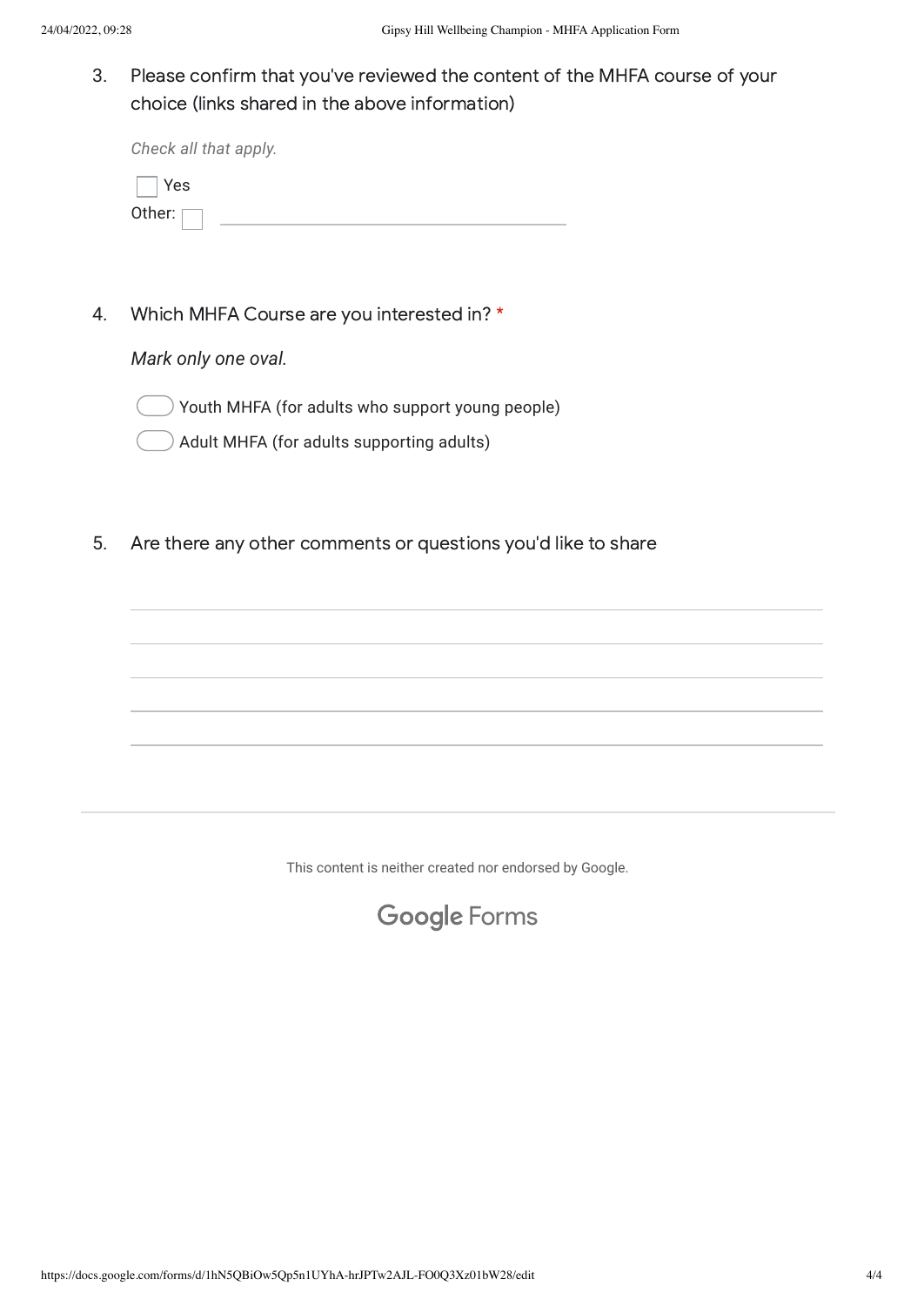3. Please confirm that you've reviewed the content of the MHFA course of your choice (links shared in the above information)

   *Check all that apply.*

   - [ ] Yes
   - [ ] Other: ______________________

4. Which MHFA Course are you interested in? *

   *Mark only one oval.*

   - ( ) Youth MHFA (for adults who support young people)
   - ( ) Adult MHFA (for adults supporting adults)

5. Are there any other comments or questions you'd like to share

   ______________________________________________

   ______________________________________________

   ______________________________________________

   ______________________________________________

   ______________________________________________

This content is neither created nor endorsed by Google.

Google Forms